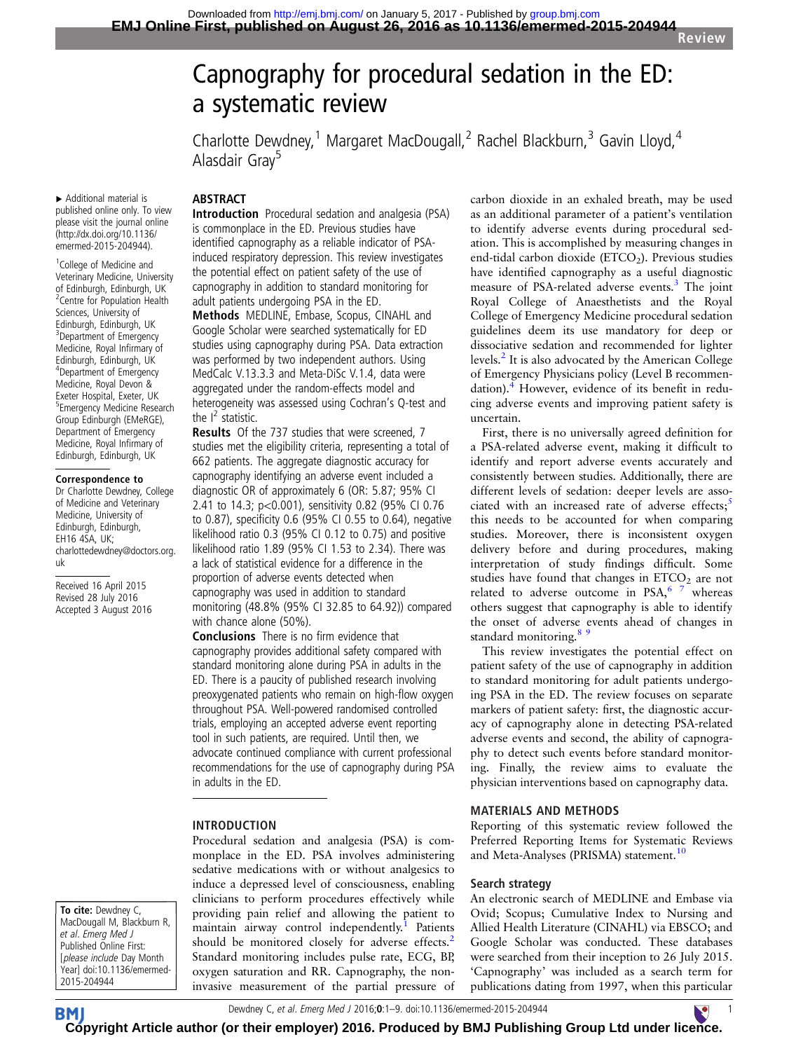# Capnography for procedural sedation in the ED: a systematic review

Charlotte Dewdney,[1] Margaret MacDougall,[2] Rachel Blackburn,[3] Gavin Lloyd,[4] Alasdair Gray[5]

► Additional material is published online only. To view please visit the journal online (http://dx.doi.org/10.1136/emermed-2015-204944).

[1]College of Medicine and Veterinary Medicine, University of Edinburgh, Edinburgh, UK
[2]Centre for Population Health Sciences, University of Edinburgh, Edinburgh, UK
[3]Department of Emergency Medicine, Royal Infirmary of Edinburgh, Edinburgh, UK
[4]Department of Emergency Medicine, Royal Devon & Exeter Hospital, Exeter, UK
[5]Emergency Medicine Research Group Edinburgh (EMeRGE), Department of Emergency Medicine, Royal Infirmary of Edinburgh, Edinburgh, UK

**Correspondence to**
Dr Charlotte Dewdney, College of Medicine and Veterinary Medicine, University of Edinburgh, Edinburgh, EH16 4SA, UK; charlottedewdney@doctors.org.uk

Received 16 April 2015
Revised 28 July 2016
Accepted 3 August 2016

**To cite:** Dewdney C, MacDougall M, Blackburn R, et al. Emerg Med J Published Online First: [please include Day Month Year] doi:10.1136/emermed-2015-204944

## ABSTRACT

**Introduction** Procedural sedation and analgesia (PSA) is commonplace in the ED. Previous studies have identified capnography as a reliable indicator of PSA-induced respiratory depression. This review investigates the potential effect on patient safety of the use of capnography in addition to standard monitoring for adult patients undergoing PSA in the ED.

**Methods** MEDLINE, Embase, Scopus, CINAHL and Google Scholar were searched systematically for ED studies using capnography during PSA. Data extraction was performed by two independent authors. Using MedCalc V.13.3.3 and Meta-DiSc V.1.4, data were aggregated under the random-effects model and heterogeneity was assessed using Cochran's Q-test and the $I^2$ statistic.

**Results** Of the 737 studies that were screened, 7 studies met the eligibility criteria, representing a total of 662 patients. The aggregate diagnostic accuracy for capnography identifying an adverse event included a diagnostic OR of approximately 6 (OR: 5.87; 95% CI 2.41 to 14.3; p<0.001), sensitivity 0.82 (95% CI 0.76 to 0.87), specificity 0.6 (95% CI 0.55 to 0.64), negative likelihood ratio 0.3 (95% CI 0.12 to 0.75) and positive likelihood ratio 1.89 (95% CI 1.53 to 2.34). There was a lack of statistical evidence for a difference in the proportion of adverse events detected when capnography was used in addition to standard monitoring (48.8% (95% CI 32.85 to 64.92)) compared with chance alone (50%).

**Conclusions** There is no firm evidence that capnography provides additional safety compared with standard monitoring alone during PSA in adults in the ED. There is a paucity of published research involving preoxygenated patients who remain on high-flow oxygen throughout PSA. Well-powered randomised controlled trials, employing an accepted adverse event reporting tool in such patients, are required. Until then, we advocate continued compliance with current professional recommendations for the use of capnography during PSA in adults in the ED.

## INTRODUCTION

Procedural sedation and analgesia (PSA) is commonplace in the ED. PSA involves administering sedative medications with or without analgesics to induce a depressed level of consciousness, enabling clinicians to perform procedures effectively while providing pain relief and allowing the patient to maintain airway control independently.[1] Patients should be monitored closely for adverse effects.[2] Standard monitoring includes pulse rate, ECG, BP, oxygen saturation and RR. Capnography, the non-invasive measurement of the partial pressure of carbon dioxide in an exhaled breath, may be used as an additional parameter of a patient's ventilation to identify adverse events during procedural sedation. This is accomplished by measuring changes in end-tidal carbon dioxide ($ETCO_2$). Previous studies have identified capnography as a useful diagnostic measure of PSA-related adverse events.[3] The joint Royal College of Anaesthetists and the Royal College of Emergency Medicine procedural sedation guidelines deem its use mandatory for deep or dissociative sedation and recommended for lighter levels.[2] It is also advocated by the American College of Emergency Physicians policy (Level B recommendation).[4] However, evidence of its benefit in reducing adverse events and improving patient safety is uncertain.

First, there is no universally agreed definition for a PSA-related adverse event, making it difficult to identify and report adverse events accurately and consistently between studies. Additionally, there are different levels of sedation: deeper levels are associated with an increased rate of adverse effects;[5] this needs to be accounted for when comparing studies. Moreover, there is inconsistent oxygen delivery before and during procedures, making interpretation of study findings difficult. Some studies have found that changes in $ETCO_2$ are not related to adverse outcome in PSA,[6,7] whereas others suggest that capnography is able to identify the onset of adverse events ahead of changes in standard monitoring.[8,9]

This review investigates the potential effect on patient safety of the use of capnography in addition to standard monitoring for adult patients undergoing PSA in the ED. The review focuses on separate markers of patient safety: first, the diagnostic accuracy of capnography alone in detecting PSA-related adverse events and second, the ability of capnography to detect such events before standard monitoring. Finally, the review aims to evaluate the physician interventions based on capnography data.

## MATERIALS AND METHODS

Reporting of this systematic review followed the Preferred Reporting Items for Systematic Reviews and Meta-Analyses (PRISMA) statement.[10]

### Search strategy

An electronic search of MEDLINE and Embase via Ovid; Scopus; Cumulative Index to Nursing and Allied Health Literature (CINAHL) via EBSCO; and Google Scholar was conducted. These databases were searched from their inception to 26 July 2015. 'Capnography' was included as a search term for publications dating from 1997, when this particular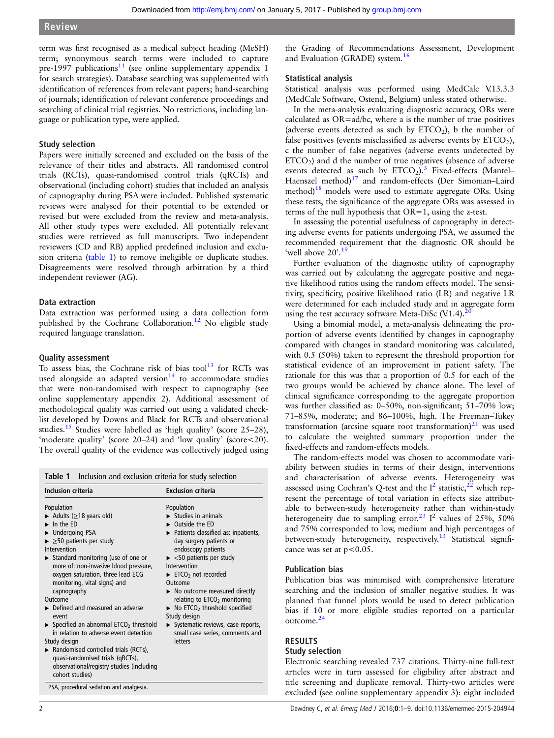term was first recognised as a medical subject heading (MeSH) term; synonymous search terms were included to capture pre-1997 publications[11] (see online supplementary appendix 1 for search strategies). Database searching was supplemented with identification of references from relevant papers; hand-searching of journals; identification of relevant conference proceedings and searching of clinical trial registries. No restrictions, including language or publication type, were applied.

### Study selection

Papers were initially screened and excluded on the basis of the relevance of their titles and abstracts. All randomised control trials (RCTs), quasi-randomised control trials (qRCTs) and observational (including cohort) studies that included an analysis of capnography during PSA were included. Published systematic reviews were analysed for their potential to be extended or revised but were excluded from the review and meta-analysis. All other study types were excluded. All potentially relevant studies were retrieved as full manuscripts. Two independent reviewers (CD and RB) applied predefined inclusion and exclusion criteria (table 1) to remove ineligible or duplicate studies. Disagreements were resolved through arbitration by a third independent reviewer (AG).

### Data extraction

Data extraction was performed using a data collection form published by the Cochrane Collaboration.[12] No eligible study required language translation.

### Quality assessment

To assess bias, the Cochrane risk of bias tool[13] for RCTs was used alongside an adapted version[14] to accommodate studies that were non-randomised with respect to capnography (see online supplementary appendix 2). Additional assessment of methodological quality was carried out using a validated checklist developed by Downs and Black for RCTs and observational studies.[15] Studies were labelled as 'high quality' (score 25–28), 'moderate quality' (score 20–24) and 'low quality' (score<20). The overall quality of the evidence was collectively judged using the Grading of Recommendations Assessment, Development and Evaluation (GRADE) system.[16]

**Table 1** Inclusion and exclusion criteria for study selection

| Inclusion criteria | Exclusion criteria |
|---|---|
| Population<br>▶ Adults (≥18 years old)<br>▶ In the ED<br>▶ Undergoing PSA<br>▶ ≥50 patients per study<br>Intervention<br>▶ Standard monitoring (use of one or more of: non-invasive blood pressure, oxygen saturation, three lead ECG monitoring, vital signs) and capnography<br>Outcome<br>▶ Defined and measured an adverse event<br>▶ Specified an abnormal $ETCO_2$ threshold in relation to adverse event detection<br>Study design<br>▶ Randomised controlled trials (RCTs), quasi-randomised trials (qRCTs), observational/registry studies (including cohort studies) | Population<br>▶ Studies in animals<br>▶ Outside the ED<br>▶ Patients classified as: inpatients, day surgery patients or endoscopy patients<br>▶ <50 patients per study<br>Intervention<br>▶ $ETCO_2$ not recorded<br>Outcome<br>▶ No outcome measured directly relating to $ETCO_2$ monitoring<br>▶ No $ETCO_2$ threshold specified<br>Study design<br>▶ Systematic reviews, case reports, small case series, comments and letters |

PSA, procedural sedation and analgesia.

### Statistical analysis

Statistical analysis was performed using MedCalc V.13.3.3 (MedCalc Software, Ostend, Belgium) unless stated otherwise.

In the meta-analysis evaluating diagnostic accuracy, ORs were calculated as OR=ad/bc, where a is the number of true positives (adverse events detected as such by $ETCO_2$), b the number of false positives (events misclassified as adverse events by $ETCO_2$), c the number of false negatives (adverse events undetected by $ETCO_2$) and d the number of true negatives (absence of adverse events detected as such by $ETCO_2$).[3] Fixed-effects (Mantel–Haenszel method)[17] and random-effects (Der Simonian–Laird method)[18] models were used to estimate aggregate ORs. Using these tests, the significance of the aggregate ORs was assessed in terms of the null hypothesis that OR=1, using the z-test.

In assessing the potential usefulness of capnography in detecting adverse events for patients undergoing PSA, we assumed the recommended requirement that the diagnostic OR should be 'well above 20'.[19]

Further evaluation of the diagnostic utility of capnography was carried out by calculating the aggregate positive and negative likelihood ratios using the random effects model. The sensitivity, specificity, positive likelihood ratio (LR) and negative LR were determined for each included study and in aggregate form using the test accuracy software Meta-DiSc (V.1.4).[20]

Using a binomial model, a meta-analysis delineating the proportion of adverse events identified by changes in capnography compared with changes in standard monitoring was calculated, with 0.5 (50%) taken to represent the threshold proportion for statistical evidence of an improvement in patient safety. The rationale for this was that a proportion of 0.5 for each of the two groups would be achieved by chance alone. The level of clinical significance corresponding to the aggregate proportion was further classified as: 0–50%, non-significant; 51–70% low; 71–85%, moderate; and 86–100%, high. The Freeman–Tukey transformation (arcsine square root transformation)[21] was used to calculate the weighted summary proportion under the fixed-effects and random-effects models.

The random-effects model was chosen to accommodate variability between studies in terms of their design, interventions and characterisation of adverse events. Heterogeneity was assessed using Cochran's Q-test and the $I^2$ statistic,[22] which represent the percentage of total variation in effects size attributable to between-study heterogeneity rather than within-study heterogeneity due to sampling error.[23] $I^2$ values of 25%, 50% and 75% corresponded to low, medium and high percentages of between-study heterogeneity, respectively.[13] Statistical significance was set at $p<0.05$.

### Publication bias

Publication bias was minimised with comprehensive literature searching and the inclusion of smaller negative studies. It was planned that funnel plots would be used to detect publication bias if 10 or more eligible studies reported on a particular outcome.[24]

## RESULTS

### Study selection

Electronic searching revealed 737 citations. Thirty-nine full-text articles were in turn assessed for eligibility after abstract and title screening and duplicate removal. Thirty-two articles were excluded (see online supplementary appendix 3): eight included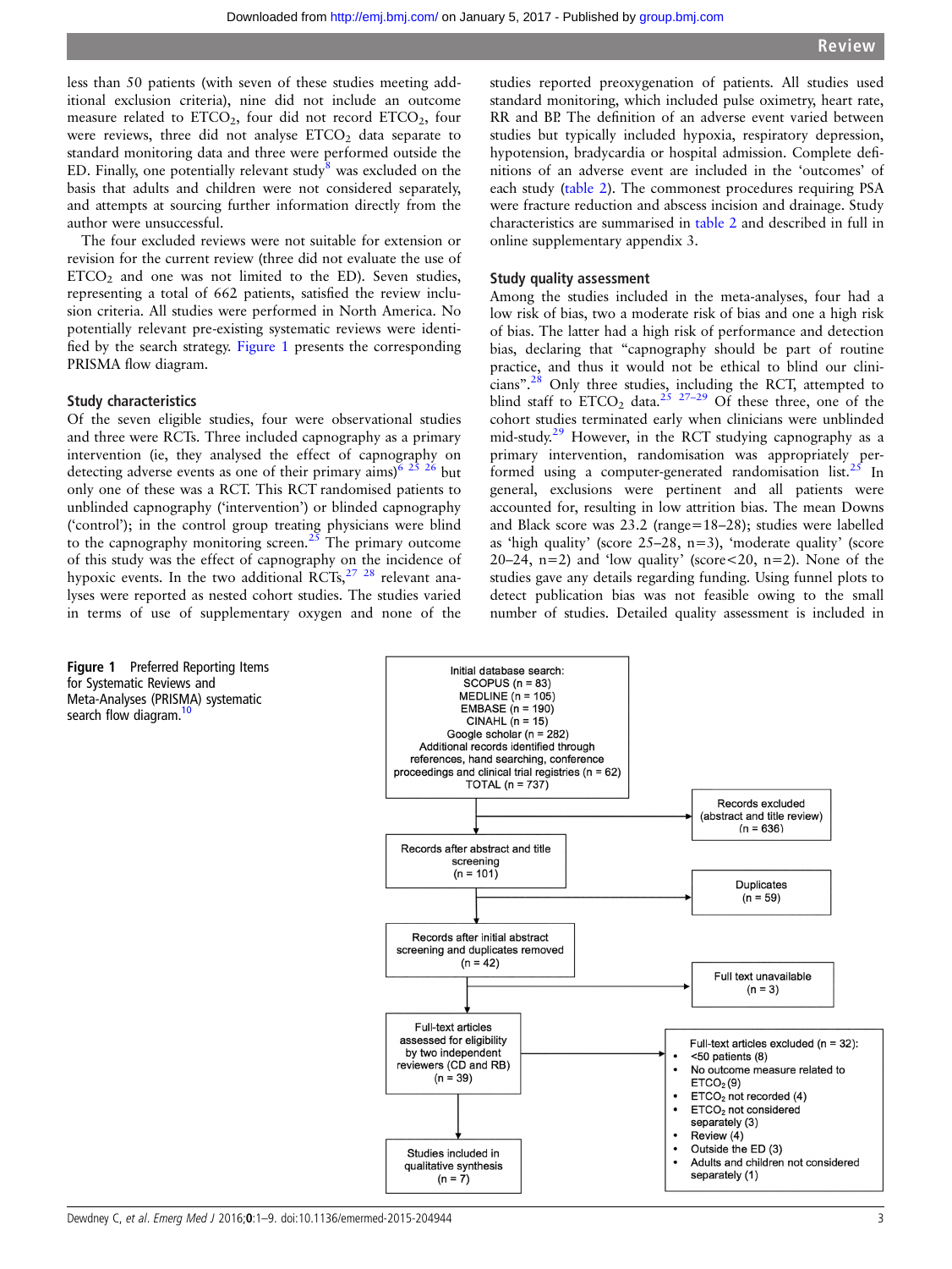less than 50 patients (with seven of these studies meeting additional exclusion criteria), nine did not include an outcome measure related to $ETCO_2$, four did not record $ETCO_2$, four were reviews, three did not analyse $ETCO_2$ data separate to standard monitoring data and three were performed outside the ED. Finally, one potentially relevant study[8] was excluded on the basis that adults and children were not considered separately, and attempts at sourcing further information directly from the author were unsuccessful.

The four excluded reviews were not suitable for extension or revision for the current review (three did not evaluate the use of $ETCO_2$ and one was not limited to the ED). Seven studies, representing a total of 662 patients, satisfied the review inclusion criteria. All studies were performed in North America. No potentially relevant pre-existing systematic reviews were identified by the search strategy. Figure 1 presents the corresponding PRISMA flow diagram.

### Study characteristics

Of the seven eligible studies, four were observational studies and three were RCTs. Three included capnography as a primary intervention (ie, they analysed the effect of capnography on detecting adverse events as one of their primary aims)[6 25 26] but only one of these was a RCT. This RCT randomised patients to unblinded capnography ('intervention') or blinded capnography ('control'); in the control group treating physicians were blind to the capnography monitoring screen.[25] The primary outcome of this study was the effect of capnography on the incidence of hypoxic events. In the two additional RCTs,[27 28] relevant analyses were reported as nested cohort studies. The studies varied in terms of use of supplementary oxygen and none of the studies reported preoxygenation of patients. All studies used standard monitoring, which included pulse oximetry, heart rate, RR and BP. The definition of an adverse event varied between studies but typically included hypoxia, respiratory depression, hypotension, bradycardia or hospital admission. Complete definitions of an adverse event are included in the 'outcomes' of each study (table 2). The commonest procedures requiring PSA were fracture reduction and abscess incision and drainage. Study characteristics are summarised in table 2 and described in full in online supplementary appendix 3.

### Study quality assessment

Among the studies included in the meta-analyses, four had a low risk of bias, two a moderate risk of bias and one a high risk of bias. The latter had a high risk of performance and detection bias, declaring that "capnography should be part of routine practice, and thus it would not be ethical to blind our clinicians".[28] Only three studies, including the RCT, attempted to blind staff to $ETCO_2$ data.[25 27–29] Of these three, one of the cohort studies terminated early when clinicians were unblinded mid-study.[29] However, in the RCT studying capnography as a primary intervention, randomisation was appropriately performed using a computer-generated randomisation list.[25] In general, exclusions were pertinent and all patients were accounted for, resulting in low attrition bias. The mean Downs and Black score was 23.2 (range=18–28); studies were labelled as 'high quality' (score 25–28, n=3), 'moderate quality' (score 20–24, n=2) and 'low quality' (score<20, n=2). None of the studies gave any details regarding funding. Using funnel plots to detect publication bias was not feasible owing to the small number of studies. Detailed quality assessment is included in

Initial database search: SCOPUS (n = 83), MEDLINE (n = 105), EMBASE (n = 190), CINAHL (n = 15), Google scholar (n = 282), Additional records identified through references, hand searching, conference proceedings and clinical trial registries (n = 62), TOTAL (n = 737)

→ Records excluded (abstract and title review) (n = 636)

Records after abstract and title screening (n = 101)

→ Duplicates (n = 59)

Records after initial abstract screening and duplicates removed (n = 42)

→ Full text unavailable (n = 3)

Full-text articles assessed for eligibility by two independent reviewers (CD and RB) (n = 39)

→ Full-text articles excluded (n = 32):
- <50 patients (8)
- No outcome measure related to $ETCO_2$ (9)
- $ETCO_2$ not recorded (4)
- $ETCO_2$ not considered separately (3)
- Review (4)
- Outside the ED (3)
- Adults and children not considered separately (1)

Studies included in qualitative synthesis (n = 7)

**Figure 1** Preferred Reporting Items for Systematic Reviews and Meta-Analyses (PRISMA) systematic search flow diagram.[10]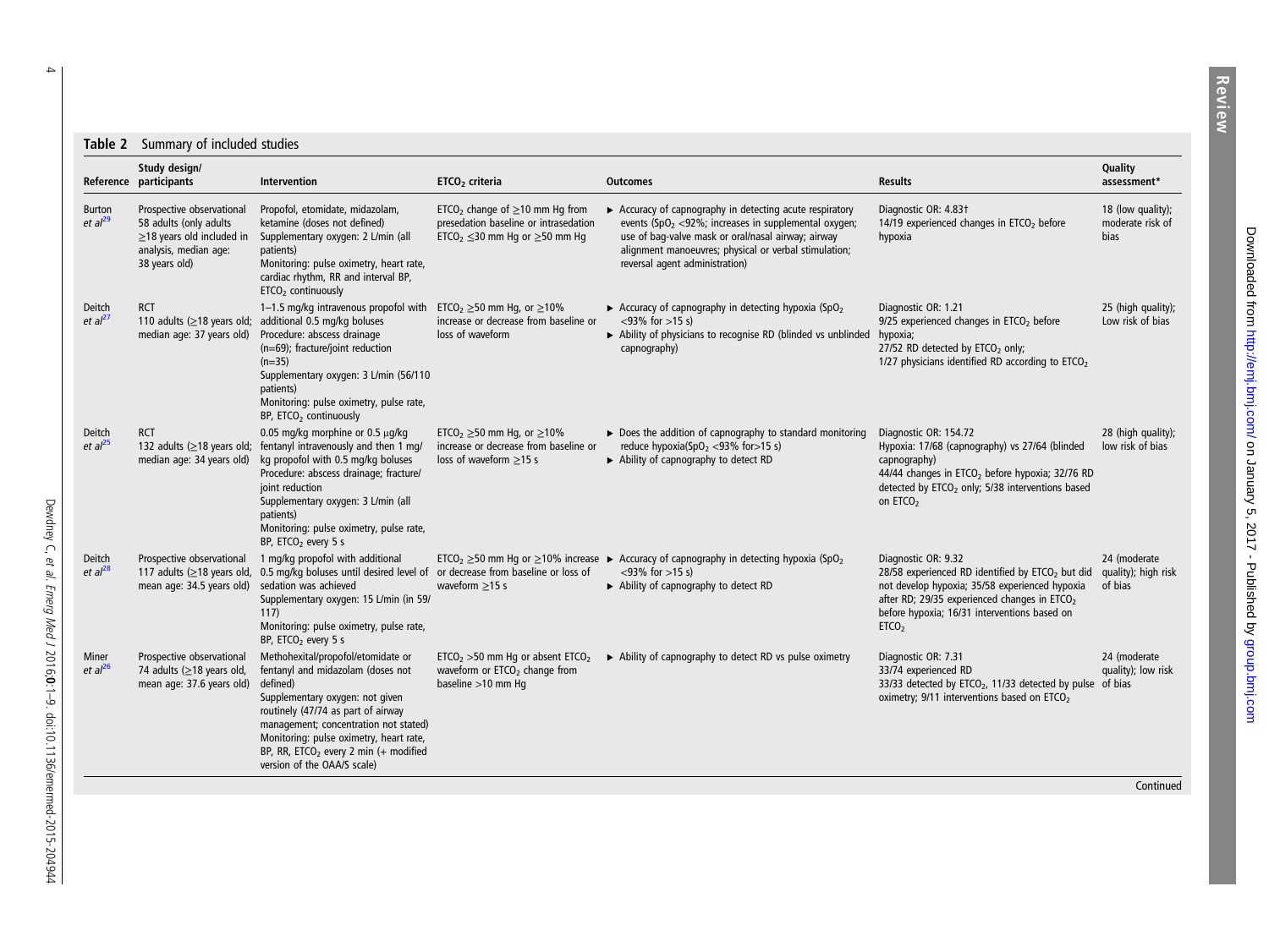**Table 2** Summary of included studies

| Reference | Study design/ participants | Intervention | $ETCO_2$ criteria | Outcomes | Results | Quality assessment* |
|---|---|---|---|---|---|---|
| Burton *et al*[29] | Prospective observational 58 adults (only adults ≥18 years old included in analysis, median age: 38 years old) | Propofol, etomidate, midazolam, ketamine (doses not defined) Supplementary oxygen: 2 L/min (all patients) Monitoring: pulse oximetry, heart rate, cardiac rhythm, RR and interval BP, $ETCO_2$ continuously | $ETCO_2$ change of ≥10 mm Hg from presedation baseline or intrasedation $ETCO_2$ ≤30 mm Hg or ≥50 mm Hg | ▶ Accuracy of capnography in detecting acute respiratory events ($SpO_2$ <92%; increases in supplemental oxygen; use of bag-valve mask or oral/nasal airway; airway alignment manoeuvres; physical or verbal stimulation; reversal agent administration) | Diagnostic OR: 4.83† 14/19 experienced changes in $ETCO_2$ before hypoxia | 18 (low quality); moderate risk of bias |
| Deitch *et al*[27] | RCT 110 adults (≥18 years old; median age: 37 years old) | 1–1.5 mg/kg intravenous propofol with additional 0.5 mg/kg boluses Procedure: abscess drainage (n=69); fracture/joint reduction (n=35) Supplementary oxygen: 3 L/min (56/110 patients) Monitoring: pulse oximetry, pulse rate, BP, $ETCO_2$ continuously | $ETCO_2$ ≥50 mm Hg, or ≥10% increase or decrease from baseline or loss of waveform | ▶ Accuracy of capnography in detecting hypoxia ($SpO_2$ <93% for >15 s) ▶ Ability of physicians to recognise RD (blinded vs unblinded capnography) | Diagnostic OR: 1.21 9/25 experienced changes in $ETCO_2$ before hypoxia; 27/52 RD detected by $ETCO_2$ only; 1/27 physicians identified RD according to $ETCO_2$ | 25 (high quality); Low risk of bias |
| Deitch *et al*[25] | RCT 132 adults (≥18 years old; median age: 34 years old) | 0.05 mg/kg morphine or 0.5 μg/kg fentanyl intravenously and then 1 mg/kg propofol with 0.5 mg/kg boluses Procedure: abscess drainage; fracture/joint reduction Supplementary oxygen: 3 L/min (all patients) Monitoring: pulse oximetry, pulse rate, BP, $ETCO_2$ every 5 s | $ETCO_2$ ≥50 mm Hg, or ≥10% increase or decrease from baseline or loss of waveform ≥15 s | ▶ Does the addition of capnography to standard monitoring reduce hypoxia($SpO_2$ <93% for>15 s) ▶ Ability of capnography to detect RD | Diagnostic OR: 154.72 Hypoxia: 17/68 (capnography) vs 27/64 (blinded capnography) 44/44 changes in $ETCO_2$ before hypoxia; 32/76 RD detected by $ETCO_2$ only; 5/38 interventions based on $ETCO_2$ | 28 (high quality); low risk of bias |
| Deitch *et al*[28] | Prospective observational 117 adults (≥18 years old, mean age: 34.5 years old) | 1 mg/kg propofol with additional 0.5 mg/kg boluses until desired level of sedation was achieved Supplementary oxygen: 15 L/min (in 59/117) Monitoring: pulse oximetry, pulse rate, BP, $ETCO_2$ every 5 s | $ETCO_2$ ≥50 mm Hg or ≥10% increase or decrease from baseline or loss of waveform ≥15 s | ▶ Accuracy of capnography in detecting hypoxia ($SpO_2$ <93% for >15 s) ▶ Ability of capnography to detect RD | Diagnostic OR: 9.32 28/58 experienced RD identified by $ETCO_2$ but did not develop hypoxia; 35/58 experienced hypoxia after RD; 29/35 experienced changes in $ETCO_2$ before hypoxia; 16/31 interventions based on $ETCO_2$ | 24 (moderate quality); high risk of bias |
| Miner *et al*[26] | Prospective observational 74 adults (≥18 years old, mean age: 37.6 years old) | Methohexital/propofol/etomidate or fentanyl and midazolam (doses not defined) Supplementary oxygen: not given routinely (47/74 as part of airway management; concentration not stated) Monitoring: pulse oximetry, heart rate, BP, RR, $ETCO_2$ every 2 min (+ modified version of the OAA/S scale) | $ETCO_2$ >50 mm Hg or absent $ETCO_2$ waveform or $ETCO_2$ change from baseline >10 mm Hg | ▶ Ability of capnography to detect RD vs pulse oximetry | Diagnostic OR: 7.31 33/74 experienced RD 33/33 detected by $ETCO_2$, 11/33 detected by pulse oximetry; 9/11 interventions based on $ETCO_2$ | 24 (moderate quality); low risk of bias |

Continued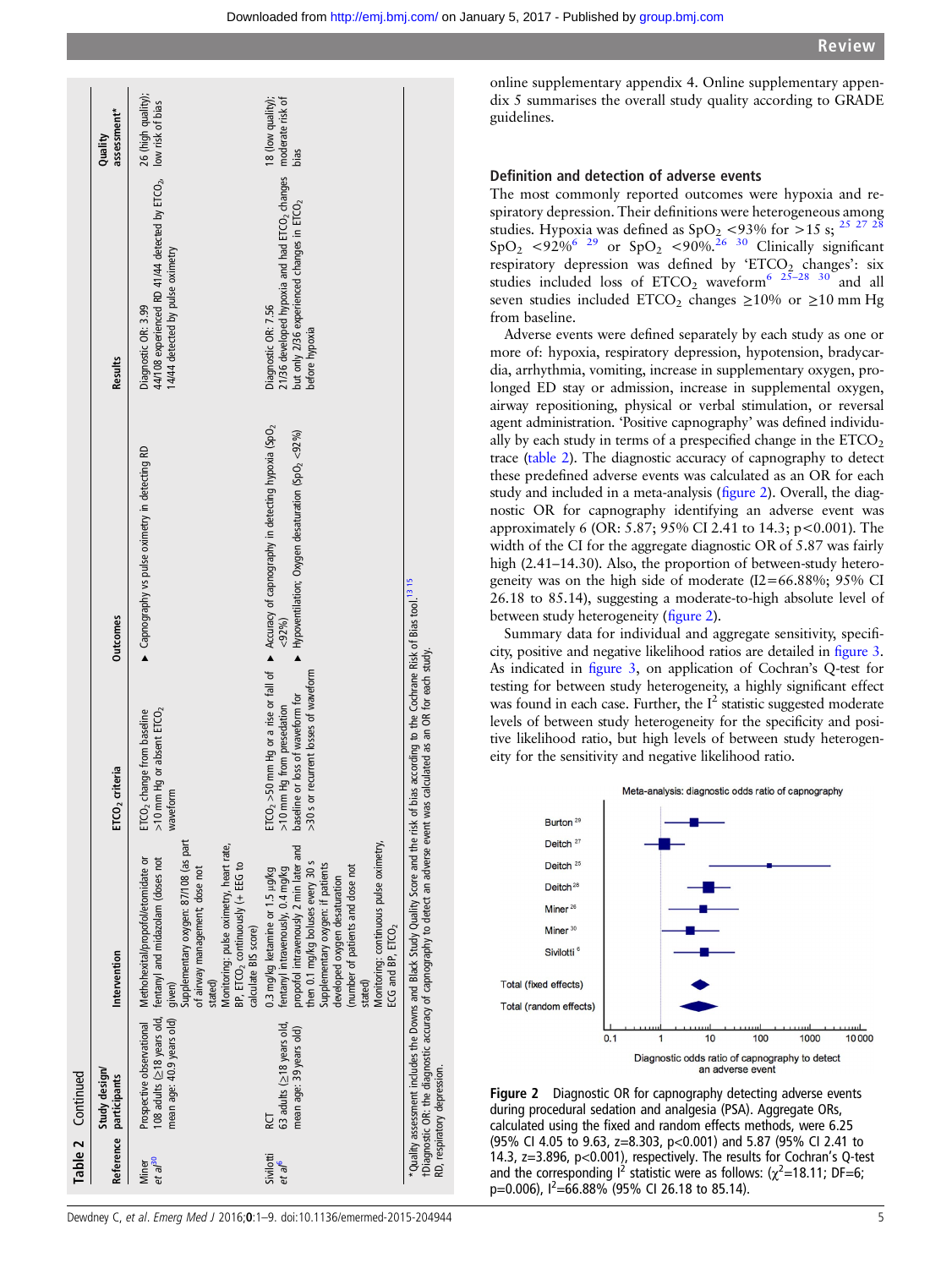**Table 2** Continued

| Reference | Study design/ participants | Intervention | $ETCO_2$ criteria | Outcomes | Results | Quality assessment* |
|---|---|---|---|---|---|---|
| Miner *et al*[30] | Prospective observational 108 adults (≥18 years old, mean age: 40.9 years old) | Methohexital/propofol/etomidate or fentanyl and midazolam (doses not given) Supplementary oxygen: 87/108 (as part of airway management; dose not stated) Monitoring: pulse oximetry, heart rate, BP, $ETCO_2$ continuously (+ EEG to calculate BIS score) | $ETCO_2$ change from baseline >10 mm Hg or absent $ETCO_2$ waveform | ▸ Capnography vs pulse oximetry in detecting RD | Diagnostic OR: 3.99 44/108 experienced RD 41/44 detected by $ETCO_2$, 14/44 detected by pulse oximetry | 26 (high quality); low risk of bias |
| Sivilotti *et al*[6] | RCT 63 adults (≥18 years old, mean age: 39 years old) | 0.3 mg/kg ketamine or 1.5 ug/kg fentanyl intravenously, 0.4 mg/kg propofol intravenously 2 min later and then 0.1 mg/kg boluses every 30 s Supplementary oxygen: if patients developed oxygen desaturation (number of patients and dose not stated) Monitoring: continuous pulse oximetry, ECG and BP, $ETCO_2$ | $ETCO_2$ >50 mm Hg or a rise or fall of >10 mm Hg from presedation baseline or loss of waveform for >30 s or recurrent losses of waveform | ▸ Accuracy of capnography in detecting hypoxia ($SpO_2$ <92%) ▸ Hypoventilation; Oxygen desaturation ($SpO_2$ <92%) | Diagnostic OR: 7.56 21/36 developed hypoxia and had $ETCO_2$ changes but only 2/36 experienced changes in $ETCO_2$ before hypoxia | 18 (low quality); moderate risk of bias |

*Quality assessment includes the Downs and Black Study Quality Score and the risk of bias according to the Cochrane Risk of Bias tool.[13 15]
†Diagnostic OR: the diagnostic accuracy of capnography to detect an adverse event was calculated as an OR for each study.
RD, respiratory depression.

online supplementary appendix 4. Online supplementary appendix 5 summarises the overall study quality according to GRADE guidelines.

### Definition and detection of adverse events

The most commonly reported outcomes were hypoxia and respiratory depression. Their definitions were heterogeneous among studies. Hypoxia was defined as $SpO_2$ <93% for >15 s;[25 27 28] $SpO_2$ <92%[6 29] or $SpO_2$ <90%.[26 30] Clinically significant respiratory depression was defined by '$ETCO_2$ changes': six studies included loss of $ETCO_2$ waveform[6 25–28 30] and all seven studies included $ETCO_2$ changes ≥10% or ≥10 mm Hg from baseline.

Adverse events were defined separately by each study as one or more of: hypoxia, respiratory depression, hypotension, bradycardia, arrhythmia, vomiting, increase in supplementary oxygen, prolonged ED stay or admission, increase in supplemental oxygen, airway repositioning, physical or verbal stimulation, or reversal agent administration. 'Positive capnography' was defined individually by each study in terms of a prespecified change in the $ETCO_2$ trace (table 2). The diagnostic accuracy of capnography to detect these predefined adverse events was calculated as an OR for each study and included in a meta-analysis (figure 2). Overall, the diagnostic OR for capnography identifying an adverse event was approximately 6 (OR: 5.87; 95% CI 2.41 to 14.3; p<0.001). The width of the CI for the aggregate diagnostic OR of 5.87 was fairly high (2.41–14.30). Also, the proportion of between-study heterogeneity was on the high side of moderate (I2=66.88%; 95% CI 26.18 to 85.14), suggesting a moderate-to-high absolute level of between study heterogeneity (figure 2).

Summary data for individual and aggregate sensitivity, specificity, positive and negative likelihood ratios are detailed in figure 3. As indicated in figure 3, on application of Cochran's Q-test for testing for between study heterogeneity, a highly significant effect was found in each case. Further, the $I^2$ statistic suggested moderate levels of between study heterogeneity for the specificity and positive likelihood ratio, but high levels of between study heterogeneity for the sensitivity and negative likelihood ratio.

**Figure 2** Diagnostic OR for capnography detecting adverse events during procedural sedation and analgesia (PSA). Aggregate ORs, calculated using the fixed and random effects methods, were 6.25 (95% CI 4.05 to 9.63, z=8.303, p<0.001) and 5.87 (95% CI 2.41 to 14.3, z=3.896, p<0.001), respectively. The results for Cochran's Q-test and the corresponding $I^2$ statistic were as follows: ($\chi^2$=18.11; DF=6; p=0.006), $I^2$=66.88% (95% CI 26.18 to 85.14).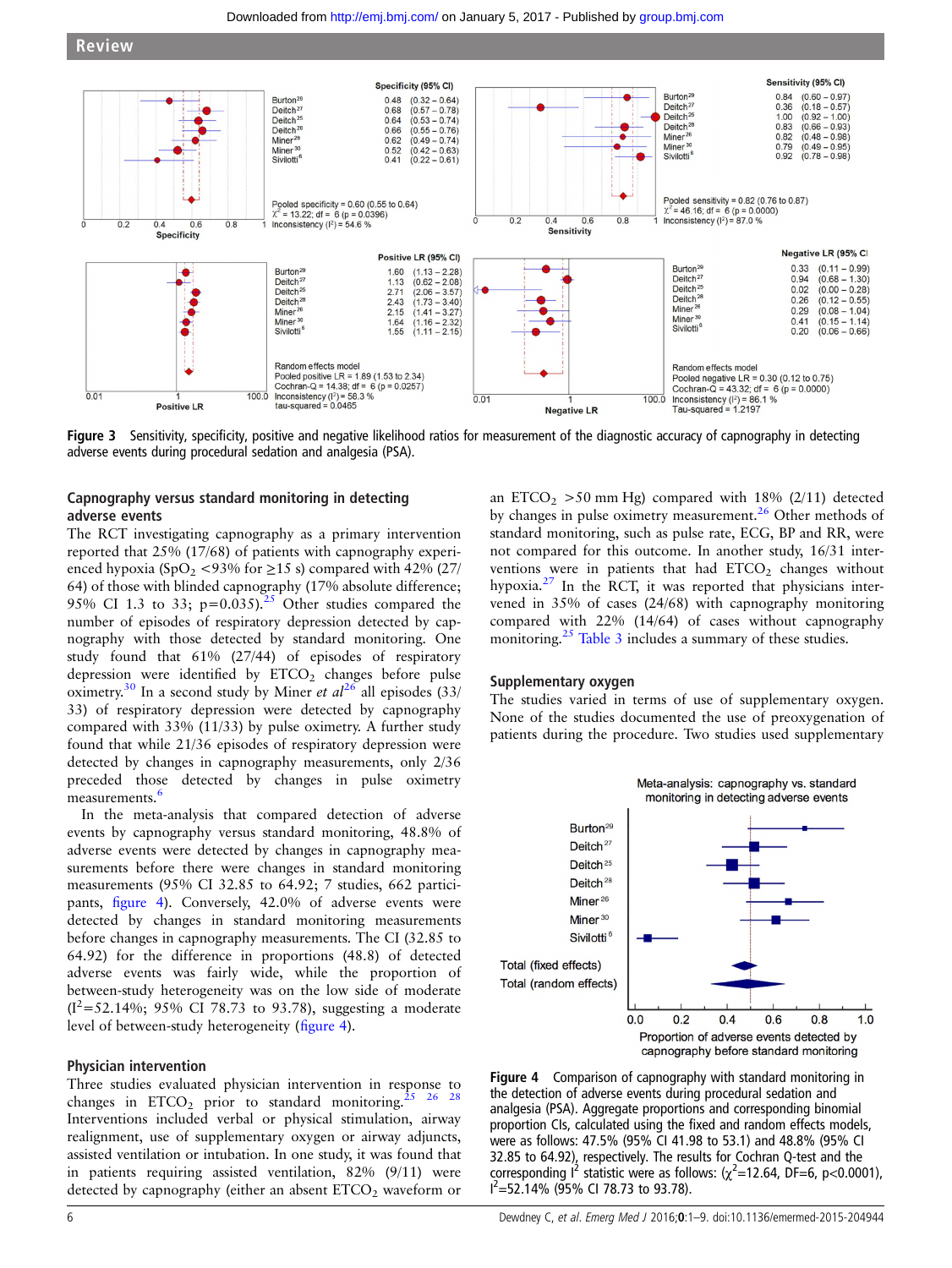**Figure 3** Sensitivity, specificity, positive and negative likelihood ratios for measurement of the diagnostic accuracy of capnography in detecting adverse events during procedural sedation and analgesia (PSA).

## Capnography versus standard monitoring in detecting adverse events

The RCT investigating capnography as a primary intervention reported that 25% (17/68) of patients with capnography experienced hypoxia ($SpO_2$ <93% for ≥15 s) compared with 42% (27/64) of those with blinded capnography (17% absolute difference; 95% CI 1.3 to 33; p=0.035).[25] Other studies compared the number of episodes of respiratory depression detected by capnography with those detected by standard monitoring. One study found that 61% (27/44) of episodes of respiratory depression were identified by $ETCO_2$ changes before pulse oximetry.[30] In a second study by Miner *et al*[26] all episodes (33/33) of respiratory depression were detected by capnography compared with 33% (11/33) by pulse oximetry. A further study found that while 21/36 episodes of respiratory depression were detected by changes in capnography measurements, only 2/36 preceded those detected by changes in pulse oximetry measurements.[6]

In the meta-analysis that compared detection of adverse events by capnography versus standard monitoring, 48.8% of adverse events were detected by changes in capnography measurements before there were changes in standard monitoring measurements (95% CI 32.85 to 64.92; 7 studies, 662 participants, figure 4). Conversely, 42.0% of adverse events were detected by changes in standard monitoring measurements before changes in capnography measurements. The CI (32.85 to 64.92) for the difference in proportions (48.8) of detected adverse events was fairly wide, while the proportion of between-study heterogeneity was on the low side of moderate ($I^2$=52.14%; 95% CI 78.73 to 93.78), suggesting a moderate level of between-study heterogeneity (figure 4).

## Physician intervention

Three studies evaluated physician intervention in response to changes in $ETCO_2$ prior to standard monitoring.[25 26 28] Interventions included verbal or physical stimulation, airway realignment, use of supplementary oxygen or airway adjuncts, assisted ventilation or intubation. In one study, it was found that in patients requiring assisted ventilation, 82% (9/11) were detected by capnography (either an absent $ETCO_2$ waveform or an $ETCO_2$ >50 mm Hg) compared with 18% (2/11) detected by changes in pulse oximetry measurement.[26] Other methods of standard monitoring, such as pulse rate, ECG, BP and RR, were not compared for this outcome. In another study, 16/31 interventions were in patients that had $ETCO_2$ changes without hypoxia.[27] In the RCT, it was reported that physicians intervened in 35% of cases (24/68) with capnography monitoring compared with 22% (14/64) of cases without capnography monitoring.[25] Table 3 includes a summary of these studies.

## Supplementary oxygen

The studies varied in terms of use of supplementary oxygen. None of the studies documented the use of preoxygenation of patients during the procedure. Two studies used supplementary

**Figure 4** Comparison of capnography with standard monitoring in the detection of adverse events during procedural sedation and analgesia (PSA). Aggregate proportions and corresponding binomial proportion CIs, calculated using the fixed and random effects models, were as follows: 47.5% (95% CI 41.98 to 53.1) and 48.8% (95% CI 32.85 to 64.92), respectively. The results for Cochran Q-test and the corresponding $I^2$ statistic were as follows: ($\chi^2$=12.64, DF=6, p<0.0001), $I^2$=52.14% (95% CI 78.73 to 93.78).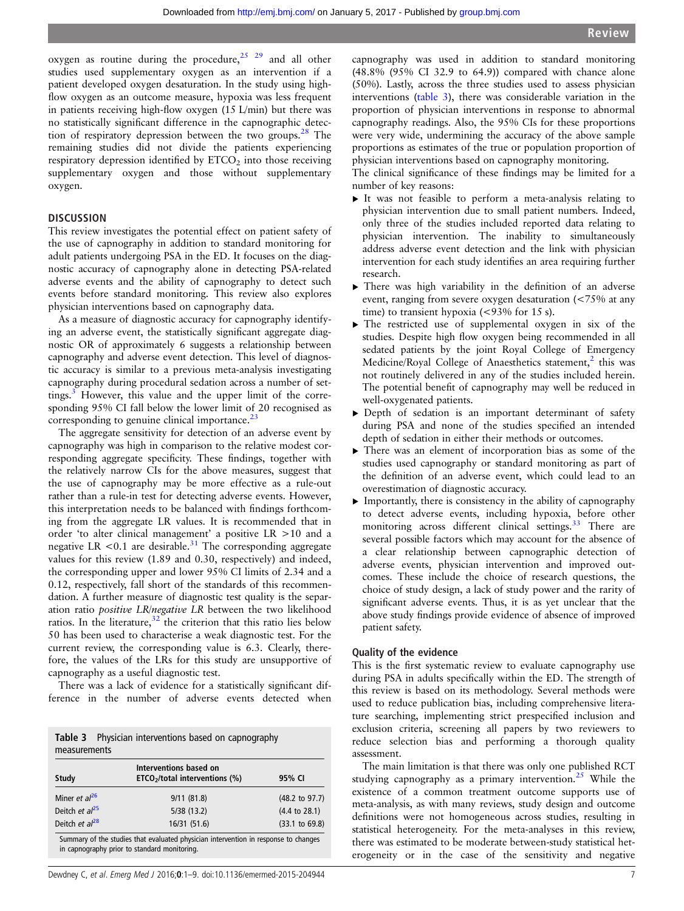oxygen as routine during the procedure,[25 29] and all other studies used supplementary oxygen as an intervention if a patient developed oxygen desaturation. In the study using high-flow oxygen as an outcome measure, hypoxia was less frequent in patients receiving high-flow oxygen (15 L/min) but there was no statistically significant difference in the capnographic detection of respiratory depression between the two groups.[28] The remaining studies did not divide the patients experiencing respiratory depression identified by $ETCO_2$ into those receiving supplementary oxygen and those without supplementary oxygen.

## DISCUSSION

This review investigates the potential effect on patient safety of the use of capnography in addition to standard monitoring for adult patients undergoing PSA in the ED. It focuses on the diagnostic accuracy of capnography alone in detecting PSA-related adverse events and the ability of capnography to detect such events before standard monitoring. This review also explores physician interventions based on capnography data.

As a measure of diagnostic accuracy for capnography identifying an adverse event, the statistically significant aggregate diagnostic OR of approximately 6 suggests a relationship between capnography and adverse event detection. This level of diagnostic accuracy is similar to a previous meta-analysis investigating capnography during procedural sedation across a number of settings.[3] However, this value and the upper limit of the corresponding 95% CI fall below the lower limit of 20 recognised as corresponding to genuine clinical importance.[23]

The aggregate sensitivity for detection of an adverse event by capnography was high in comparison to the relative modest corresponding aggregate specificity. These findings, together with the relatively narrow CIs for the above measures, suggest that the use of capnography may be more effective as a rule-out rather than a rule-in test for detecting adverse events. However, this interpretation needs to be balanced with findings forthcoming from the aggregate LR values. It is recommended that in order 'to alter clinical management' a positive LR >10 and a negative LR <0.1 are desirable.[31] The corresponding aggregate values for this review (1.89 and 0.30, respectively) and indeed, the corresponding upper and lower 95% CI limits of 2.34 and a 0.12, respectively, fall short of the standards of this recommendation. A further measure of diagnostic test quality is the separation ratio *positive LR/negative LR* between the two likelihood ratios. In the literature,[32] the criterion that this ratio lies below 50 has been used to characterise a weak diagnostic test. For the current review, the corresponding value is 6.3. Clearly, therefore, the values of the LRs for this study are unsupportive of capnography as a useful diagnostic test.

There was a lack of evidence for a statistically significant difference in the number of adverse events detected when capnography was used in addition to standard monitoring (48.8% (95% CI 32.9 to 64.9)) compared with chance alone (50%). Lastly, across the three studies used to assess physician interventions (table 3), there was considerable variation in the proportion of physician interventions in response to abnormal capnography readings. Also, the 95% CIs for these proportions were very wide, undermining the accuracy of the above sample proportions as estimates of the true or population proportion of physician interventions based on capnography monitoring.

**Table 3** Physician interventions based on capnography measurements

| Study | Interventions based on $ETCO_2$/total interventions (%) | 95% CI |
|---|---|---|
| Miner *et al*[26] | 9/11 (81.8) | (48.2 to 97.7) |
| Deitch *et al*[25] | 5/38 (13.2) | (4.4 to 28.1) |
| Deitch *et al*[28] | 16/31 (51.6) | (33.1 to 69.8) |

Summary of the studies that evaluated physician intervention in response to changes in capnography prior to standard monitoring.

The clinical significance of these findings may be limited for a number of key reasons:

- It was not feasible to perform a meta-analysis relating to physician intervention due to small patient numbers. Indeed, only three of the studies included reported data relating to physician intervention. The inability to simultaneously address adverse event detection and the link with physician intervention for each study identifies an area requiring further research.
- There was high variability in the definition of an adverse event, ranging from severe oxygen desaturation (<75% at any time) to transient hypoxia (<93% for 15 s).
- The restricted use of supplemental oxygen in six of the studies. Despite high flow oxygen being recommended in all sedated patients by the joint Royal College of Emergency Medicine/Royal College of Anaesthetics statement,[2] this was not routinely delivered in any of the studies included herein. The potential benefit of capnography may well be reduced in well-oxygenated patients.
- Depth of sedation is an important determinant of safety during PSA and none of the studies specified an intended depth of sedation in either their methods or outcomes.
- There was an element of incorporation bias as some of the studies used capnography or standard monitoring as part of the definition of an adverse event, which could lead to an overestimation of diagnostic accuracy.
- Importantly, there is consistency in the ability of capnography to detect adverse events, including hypoxia, before other monitoring across different clinical settings.[33] There are several possible factors which may account for the absence of a clear relationship between capnographic detection of adverse events, physician intervention and improved outcomes. These include the choice of research questions, the choice of study design, a lack of study power and the rarity of significant adverse events. Thus, it is as yet unclear that the above study findings provide evidence of absence of improved patient safety.

### Quality of the evidence

This is the first systematic review to evaluate capnography use during PSA in adults specifically within the ED. The strength of this review is based on its methodology. Several methods were used to reduce publication bias, including comprehensive literature searching, implementing strict prespecified inclusion and exclusion criteria, screening all papers by two reviewers to reduce selection bias and performing a thorough quality assessment.

The main limitation is that there was only one published RCT studying capnography as a primary intervention.[25] While the existence of a common treatment outcome supports use of meta-analysis, as with many reviews, study design and outcome definitions were not homogeneous across studies, resulting in statistical heterogeneity. For the meta-analyses in this review, there was estimated to be moderate between-study statistical heterogeneity or in the case of the sensitivity and negative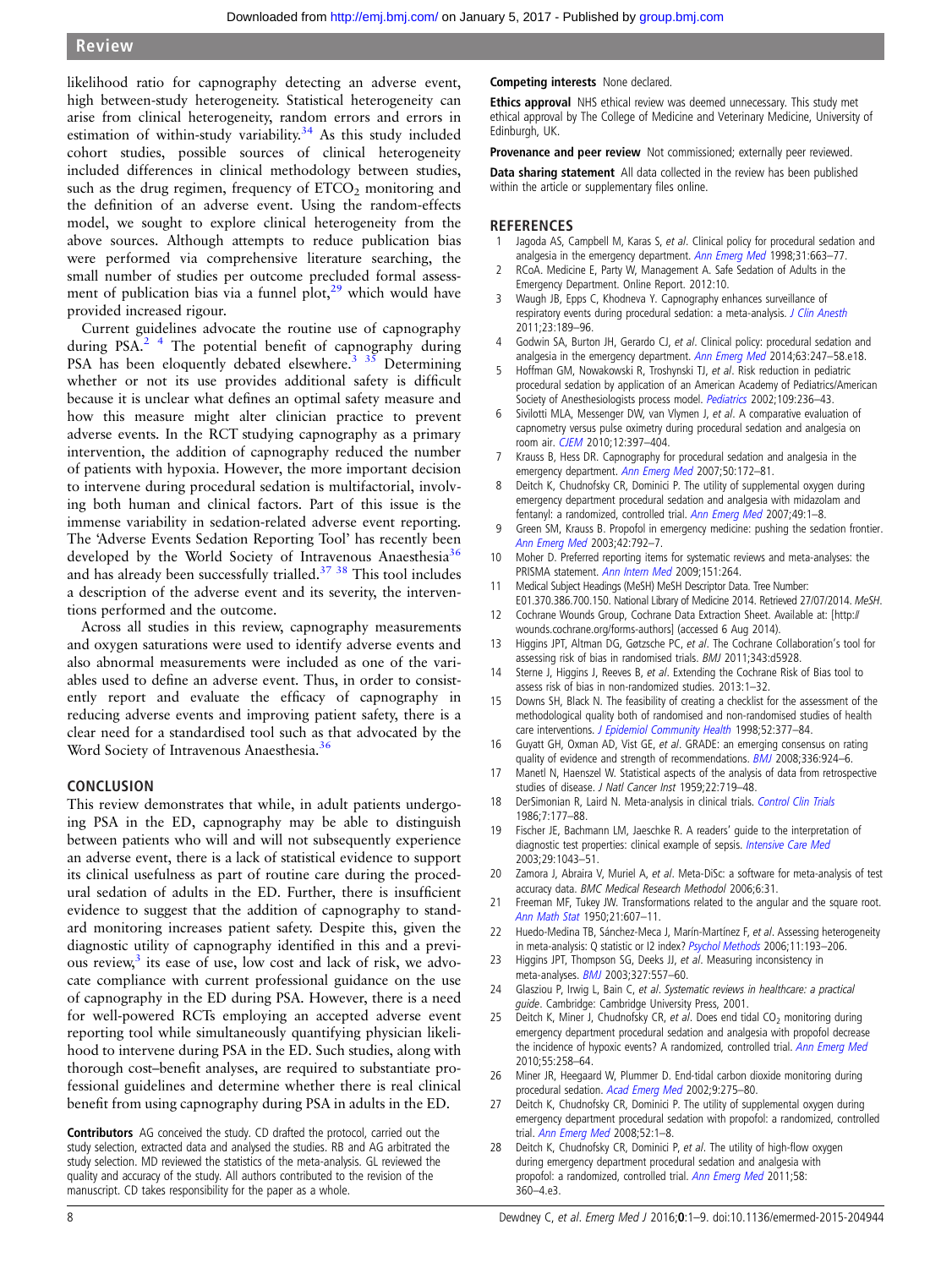likelihood ratio for capnography detecting an adverse event, high between-study heterogeneity. Statistical heterogeneity can arise from clinical heterogeneity, random errors and errors in estimation of within-study variability.[34] As this study included cohort studies, possible sources of clinical heterogeneity included differences in clinical methodology between studies, such as the drug regimen, frequency of $ETCO_2$ monitoring and the definition of an adverse event. Using the random-effects model, we sought to explore clinical heterogeneity from the above sources. Although attempts to reduce publication bias were performed via comprehensive literature searching, the small number of studies per outcome precluded formal assessment of publication bias via a funnel plot,[29] which would have provided increased rigour.

Current guidelines advocate the routine use of capnography during PSA.[2 4] The potential benefit of capnography during PSA has been eloquently debated elsewhere.[3 35] Determining whether or not its use provides additional safety is difficult because it is unclear what defines an optimal safety measure and how this measure might alter clinician practice to prevent adverse events. In the RCT studying capnography as a primary intervention, the addition of capnography reduced the number of patients with hypoxia. However, the more important decision to intervene during procedural sedation is multifactorial, involving both human and clinical factors. Part of this issue is the immense variability in sedation-related adverse event reporting. The 'Adverse Events Sedation Reporting Tool' has recently been developed by the World Society of Intravenous Anaesthesia[36] and has already been successfully trialled.[37 38] This tool includes a description of the adverse event and its severity, the interventions performed and the outcome.

Across all studies in this review, capnography measurements and oxygen saturations were used to identify adverse events and also abnormal measurements were included as one of the variables used to define an adverse event. Thus, in order to consistently report and evaluate the efficacy of capnography in reducing adverse events and improving patient safety, there is a clear need for a standardised tool such as that advocated by the Word Society of Intravenous Anaesthesia.[36]

## CONCLUSION

This review demonstrates that while, in adult patients undergoing PSA in the ED, capnography may be able to distinguish between patients who will and will not subsequently experience an adverse event, there is a lack of statistical evidence to support its clinical usefulness as part of routine care during the procedural sedation of adults in the ED. Further, there is insufficient evidence to suggest that the addition of capnography to standard monitoring increases patient safety. Despite this, given the diagnostic utility of capnography identified in this and a previous review,[3] its ease of use, low cost and lack of risk, we advocate compliance with current professional guidance on the use of capnography in the ED during PSA. However, there is a need for well-powered RCTs employing an accepted adverse event reporting tool while simultaneously quantifying physician likelihood to intervene during PSA in the ED. Such studies, along with thorough cost–benefit analyses, are required to substantiate professional guidelines and determine whether there is real clinical benefit from using capnography during PSA in adults in the ED.

**Contributors** AG conceived the study. CD drafted the protocol, carried out the study selection, extracted data and analysed the studies. RB and AG arbitrated the study selection. MD reviewed the statistics of the meta-analysis. GL reviewed the quality and accuracy of the study. All authors contributed to the revision of the manuscript. CD takes responsibility for the paper as a whole.

**Competing interests** None declared.

**Ethics approval** NHS ethical review was deemed unnecessary. This study met ethical approval by The College of Medicine and Veterinary Medicine, University of Edinburgh, UK.

**Provenance and peer review** Not commissioned; externally peer reviewed.

**Data sharing statement** All data collected in the review has been published within the article or supplementary files online.

## REFERENCES

1. Jagoda AS, Campbell M, Karas S, *et al*. Clinical policy for procedural sedation and analgesia in the emergency department. *Ann Emerg Med* 1998;31:663–77.
2. RCoA. Medicine E, Party W, Management A. Safe Sedation of Adults in the Emergency Department. Online Report. 2012:10.
3. Waugh JB, Epps C, Khodneva Y. Capnography enhances surveillance of respiratory events during procedural sedation: a meta-analysis. *J Clin Anesth* 2011;23:189–96.
4. Godwin SA, Burton JH, Gerardo CJ, *et al*. Clinical policy: procedural sedation and analgesia in the emergency department. *Ann Emerg Med* 2014;63:247–58.e18.
5. Hoffman GM, Nowakowski R, Troshynski TJ, *et al*. Risk reduction in pediatric procedural sedation by application of an American Academy of Pediatrics/American Society of Anesthesiologists process model. *Pediatrics* 2002;109:236–43.
6. Sivilotti MLA, Messenger DW, van Vlymen J, *et al*. A comparative evaluation of capnometry versus pulse oximetry during procedural sedation and analgesia on room air. *CJEM* 2010;12:397–404.
7. Krauss B, Hess DR. Capnography for procedural sedation and analgesia in the emergency department. *Ann Emerg Med* 2007;50:172–81.
8. Deitch K, Chudnofsky CR, Dominici P. The utility of supplemental oxygen during emergency department procedural sedation and analgesia with midazolam and fentanyl: a randomized, controlled trial. *Ann Emerg Med* 2007;49:1–8.
9. Green SM, Krauss B. Propofol in emergency medicine: pushing the sedation frontier. *Ann Emerg Med* 2003;42:792–7.
10. Moher D. Preferred reporting items for systematic reviews and meta-analyses: the PRISMA statement. *Ann Intern Med* 2009;151:264.
11. Medical Subject Headings (MeSH) MeSH Descriptor Data. Tree Number: E01.370.386.700.150. National Library of Medicine 2014. Retrieved 27/07/2014. *MeSH*.
12. Cochrane Wounds Group, Cochrane Data Extraction Sheet. Available at: [http://wounds.cochrane.org/forms-authors] (accessed 6 Aug 2014).
13. Higgins JPT, Altman DG, Gøtzsche PC, *et al*. The Cochrane Collaboration's tool for assessing risk of bias in randomised trials. *BMJ* 2011;343:d5928.
14. Sterne J, Higgins J, Reeves B, *et al*. Extending the Cochrane Risk of Bias tool to assess risk of bias in non-randomized studies. 2013:1–32.
15. Downs SH, Black N. The feasibility of creating a checklist for the assessment of the methodological quality both of randomised and non-randomised studies of health care interventions. *J Epidemiol Community Health* 1998;52:377–84.
16. Guyatt GH, Oxman AD, Vist GE, *et al*. GRADE: an emerging consensus on rating quality of evidence and strength of recommendations. *BMJ* 2008;336:924–6.
17. Manetl N, Haenszel W. Statistical aspects of the analysis of data from retrospective studies of disease. *J Natl Cancer Inst* 1959;22:719–48.
18. DerSimonian R, Laird N. Meta-analysis in clinical trials. *Control Clin Trials* 1986;7:177–88.
19. Fischer JE, Bachmann LM, Jaeschke R. A readers' guide to the interpretation of diagnostic test properties: clinical example of sepsis. *Intensive Care Med* 2003;29:1043–51.
20. Zamora J, Abraira V, Muriel A, *et al*. Meta-DiSc: a software for meta-analysis of test accuracy data. *BMC Medical Research Methodol* 2006;6:31.
21. Freeman MF, Tukey JW. Transformations related to the angular and the square root. *Ann Math Stat* 1950;21:607–11.
22. Huedo-Medina TB, Sánchez-Meca J, Marín-Martínez F, *et al*. Assessing heterogeneity in meta-analysis: Q statistic or I2 index? *Psychol Methods* 2006;11:193–206.
23. Higgins JPT, Thompson SG, Deeks JJ, *et al*. Measuring inconsistency in meta-analyses. *BMJ* 2003;327:557–60.
24. Glasziou P, Irwig L, Bain C, *et al*. *Systematic reviews in healthcare: a practical guide*. Cambridge: Cambridge University Press, 2001.
25. Deitch K, Miner J, Chudnofsky CR, *et al*. Does end tidal $CO_2$ monitoring during emergency department procedural sedation and analgesia with propofol decrease the incidence of hypoxic events? A randomized, controlled trial. *Ann Emerg Med* 2010;55:258–64.
26. Miner JR, Heegaard W, Plummer D. End-tidal carbon dioxide monitoring during procedural sedation. *Acad Emerg Med* 2002;9:275–80.
27. Deitch K, Chudnofsky CR, Dominici P. The utility of supplemental oxygen during emergency department procedural sedation with propofol: a randomized, controlled trial. *Ann Emerg Med* 2008;52:1–8.
28. Deitch K, Chudnofsky CR, Dominici P, *et al*. The utility of high-flow oxygen during emergency department procedural sedation and analgesia with propofol: a randomized, controlled trial. *Ann Emerg Med* 2011;58:360–4.e3.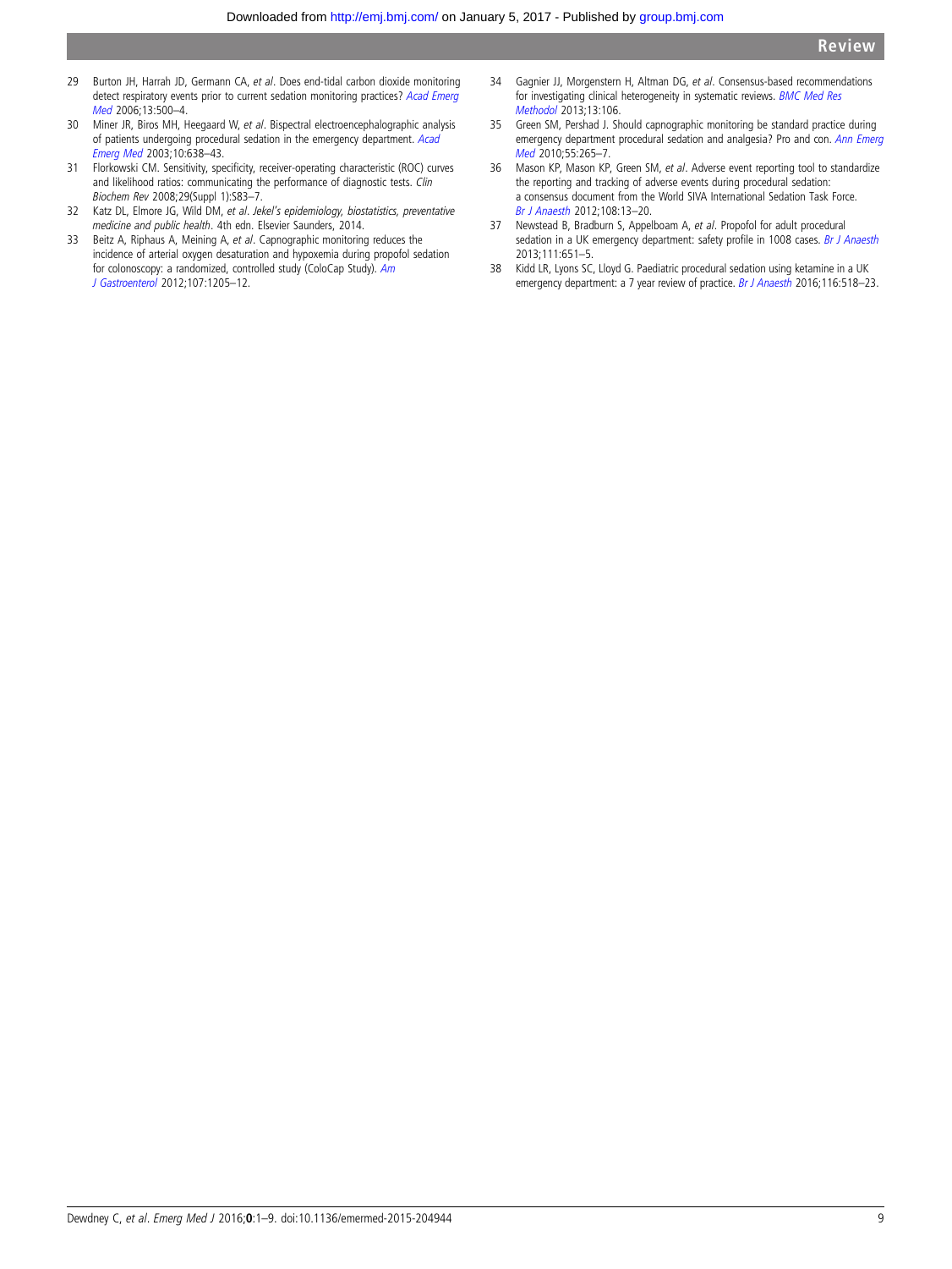29 Burton JH, Harrah JD, Germann CA, *et al*. Does end-tidal carbon dioxide monitoring detect respiratory events prior to current sedation monitoring practices? *Acad Emerg Med* 2006;13:500–4.

30 Miner JR, Biros MH, Heegaard W, *et al*. Bispectral electroencephalographic analysis of patients undergoing procedural sedation in the emergency department. *Acad Emerg Med* 2003;10:638–43.

31 Florkowski CM. Sensitivity, specificity, receiver-operating characteristic (ROC) curves and likelihood ratios: communicating the performance of diagnostic tests. *Clin Biochem Rev* 2008;29(Suppl 1):S83–7.

32 Katz DL, Elmore JG, Wild DM, *et al*. *Jekel's epidemiology, biostatistics, preventative medicine and public health*. 4th edn. Elsevier Saunders, 2014.

33 Beitz A, Riphaus A, Meining A, *et al*. Capnographic monitoring reduces the incidence of arterial oxygen desaturation and hypoxemia during propofol sedation for colonoscopy: a randomized, controlled study (ColoCap Study). *Am J Gastroenterol* 2012;107:1205–12.

34 Gagnier JJ, Morgenstern H, Altman DG, *et al*. Consensus-based recommendations for investigating clinical heterogeneity in systematic reviews. *BMC Med Res Methodol* 2013;13:106.

35 Green SM, Pershad J. Should capnographic monitoring be standard practice during emergency department procedural sedation and analgesia? Pro and con. *Ann Emerg Med* 2010;55:265–7.

36 Mason KP, Mason KP, Green SM, *et al*. Adverse event reporting tool to standardize the reporting and tracking of adverse events during procedural sedation: a consensus document from the World SIVA International Sedation Task Force. *Br J Anaesth* 2012;108:13–20.

37 Newstead B, Bradburn S, Appelboam A, *et al*. Propofol for adult procedural sedation in a UK emergency department: safety profile in 1008 cases. *Br J Anaesth* 2013;111:651–5.

38 Kidd LR, Lyons SC, Lloyd G. Paediatric procedural sedation using ketamine in a UK emergency department: a 7 year review of practice. *Br J Anaesth* 2016;116:518–23.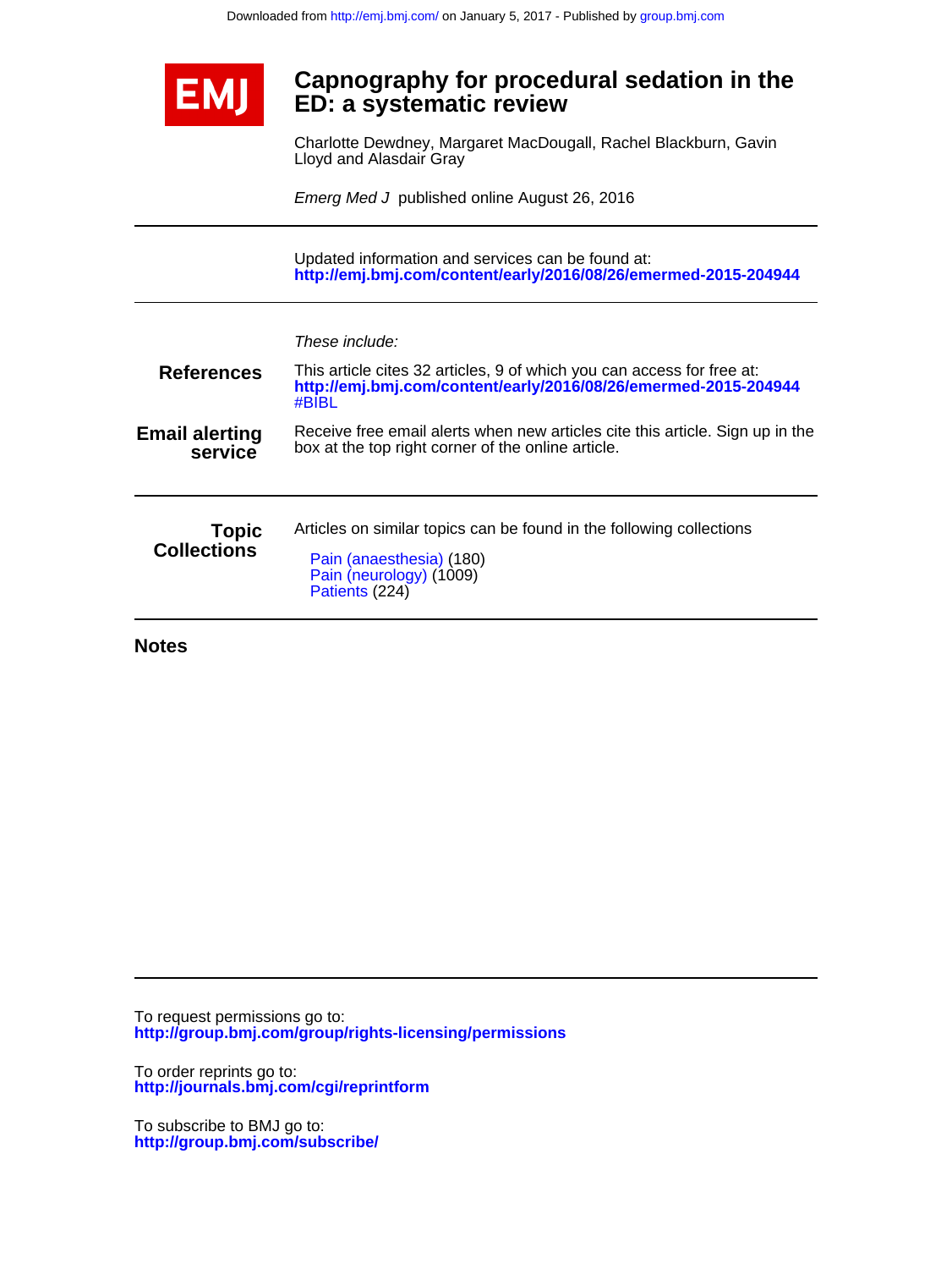Downloaded from http://emj.bmj.com/ on January 5, 2017 - Published by group.bmj.com

EMJ

# Capnography for procedural sedation in the ED: a systematic review

Charlotte Dewdney, Margaret MacDougall, Rachel Blackburn, Gavin Lloyd and Alasdair Gray

*Emerg Med J* published online August 26, 2016

Updated information and services can be found at:
**http://emj.bmj.com/content/early/2016/08/26/emermed-2015-204944**

*These include:*

**References**

This article cites 32 articles, 9 of which you can access for free at:
**http://emj.bmj.com/content/early/2016/08/26/emermed-2015-204944#BIBL**

**Email alerting service**

Receive free email alerts when new articles cite this article. Sign up in the box at the top right corner of the online article.

**Topic Collections**

Articles on similar topics can be found in the following collections

Pain (anaesthesia) (180)
Pain (neurology) (1009)
Patients (224)

**Notes**

To request permissions go to:
**http://group.bmj.com/group/rights-licensing/permissions**

To order reprints go to:
**http://journals.bmj.com/cgi/reprintform**

To subscribe to BMJ go to:
**http://group.bmj.com/subscribe/**